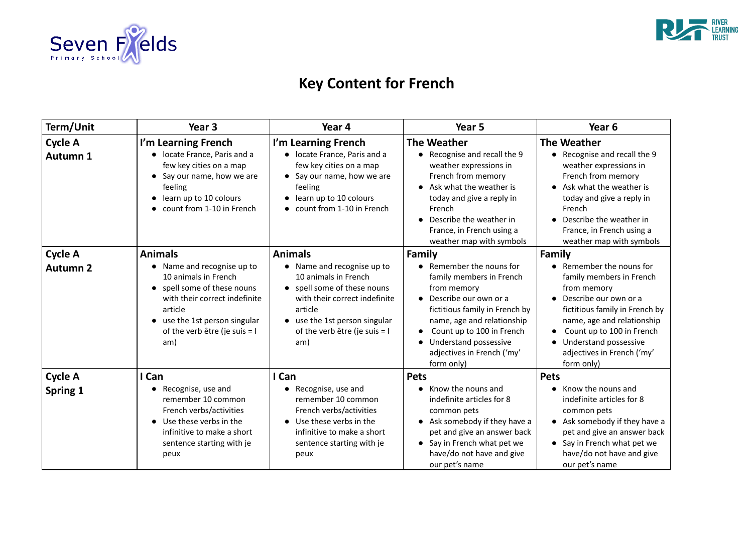# Key Content for French

| Term/Unit | Year 3 | Year 4 | Year 5 | Year 6 |
|---|---|---|---|---|
| **Cycle A Autumn 1** | **I'm Learning French**<br>• locate France, Paris and a few key cities on a map<br>• Say our name, how we are feeling<br>• learn up to 10 colours<br>• count from 1-10 in French | **I'm Learning French**<br>• locate France, Paris and a few key cities on a map<br>• Say our name, how we are feeling<br>• learn up to 10 colours<br>• count from 1-10 in French | **The Weather**<br>• Recognise and recall the 9 weather expressions in French from memory<br>• Ask what the weather is today and give a reply in French<br>• Describe the weather in France, in French using a weather map with symbols | **The Weather**<br>• Recognise and recall the 9 weather expressions in French from memory<br>• Ask what the weather is today and give a reply in French<br>• Describe the weather in France, in French using a weather map with symbols |
| **Cycle A Autumn 2** | **Animals**<br>• Name and recognise up to 10 animals in French<br>• spell some of these nouns with their correct indefinite article<br>• use the 1st person singular of the verb être (je suis = I am) | **Animals**<br>• Name and recognise up to 10 animals in French<br>• spell some of these nouns with their correct indefinite article<br>• use the 1st person singular of the verb être (je suis = I am) | **Family**<br>• Remember the nouns for family members in French from memory<br>• Describe our own or a fictitious family in French by name, age and relationship<br>• Count up to 100 in French<br>• Understand possessive adjectives in French ('my' form only) | **Family**<br>• Remember the nouns for family members in French from memory<br>• Describe our own or a fictitious family in French by name, age and relationship<br>• Count up to 100 in French<br>• Understand possessive adjectives in French ('my' form only) |
| **Cycle A Spring 1** | **I Can**<br>• Recognise, use and remember 10 common French verbs/activities<br>• Use these verbs in the infinitive to make a short sentence starting with je peux | **I Can**<br>• Recognise, use and remember 10 common French verbs/activities<br>• Use these verbs in the infinitive to make a short sentence starting with je peux | **Pets**<br>• Know the nouns and indefinite articles for 8 common pets<br>• Ask somebody if they have a pet and give an answer back<br>• Say in French what pet we have/do not have and give our pet's name | **Pets**<br>• Know the nouns and indefinite articles for 8 common pets<br>• Ask somebody if they have a pet and give an answer back<br>• Say in French what pet we have/do not have and give our pet's name |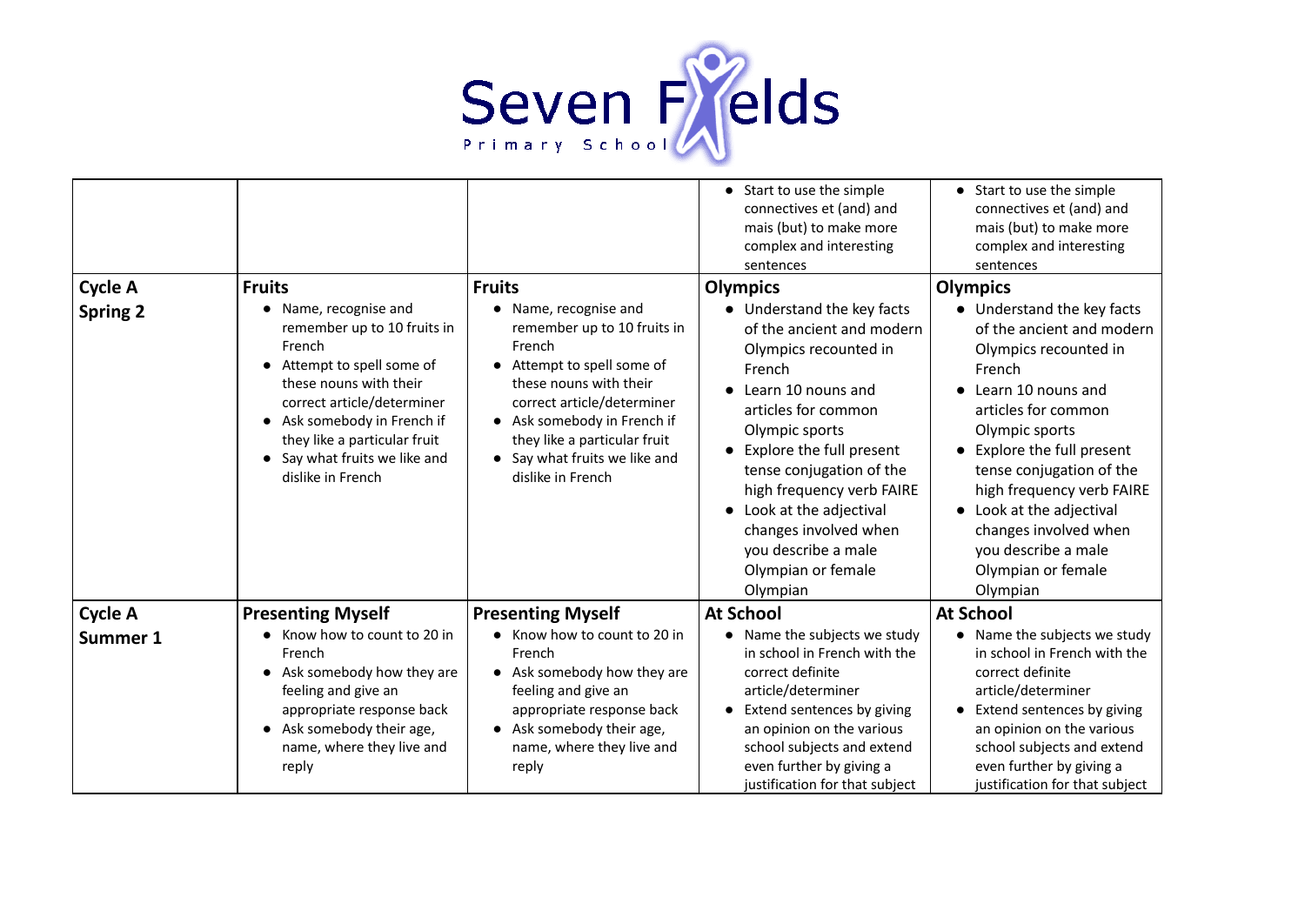# Seven Fields Primary School

| | | | | |
|---|---|---|---|---|
| | | | • Start to use the simple connectives et (and) and mais (but) to make more complex and interesting sentences | • Start to use the simple connectives et (and) and mais (but) to make more complex and interesting sentences |
| **Cycle A Spring 2** | **Fruits**<br>• Name, recognise and remember up to 10 fruits in French<br>• Attempt to spell some of these nouns with their correct article/determiner<br>• Ask somebody in French if they like a particular fruit<br>• Say what fruits we like and dislike in French | **Fruits**<br>• Name, recognise and remember up to 10 fruits in French<br>• Attempt to spell some of these nouns with their correct article/determiner<br>• Ask somebody in French if they like a particular fruit<br>• Say what fruits we like and dislike in French | **Olympics**<br>• Understand the key facts of the ancient and modern Olympics recounted in French<br>• Learn 10 nouns and articles for common Olympic sports<br>• Explore the full present tense conjugation of the high frequency verb FAIRE<br>• Look at the adjectival changes involved when you describe a male Olympian or female Olympian | **Olympics**<br>• Understand the key facts of the ancient and modern Olympics recounted in French<br>• Learn 10 nouns and articles for common Olympic sports<br>• Explore the full present tense conjugation of the high frequency verb FAIRE<br>• Look at the adjectival changes involved when you describe a male Olympian or female Olympian |
| **Cycle A Summer 1** | **Presenting Myself**<br>• Know how to count to 20 in French<br>• Ask somebody how they are feeling and give an appropriate response back<br>• Ask somebody their age, name, where they live and reply | **Presenting Myself**<br>• Know how to count to 20 in French<br>• Ask somebody how they are feeling and give an appropriate response back<br>• Ask somebody their age, name, where they live and reply | **At School**<br>• Name the subjects we study in school in French with the correct definite article/determiner<br>• Extend sentences by giving an opinion on the various school subjects and extend even further by giving a justification for that subject | **At School**<br>• Name the subjects we study in school in French with the correct definite article/determiner<br>• Extend sentences by giving an opinion on the various school subjects and extend even further by giving a justification for that subject |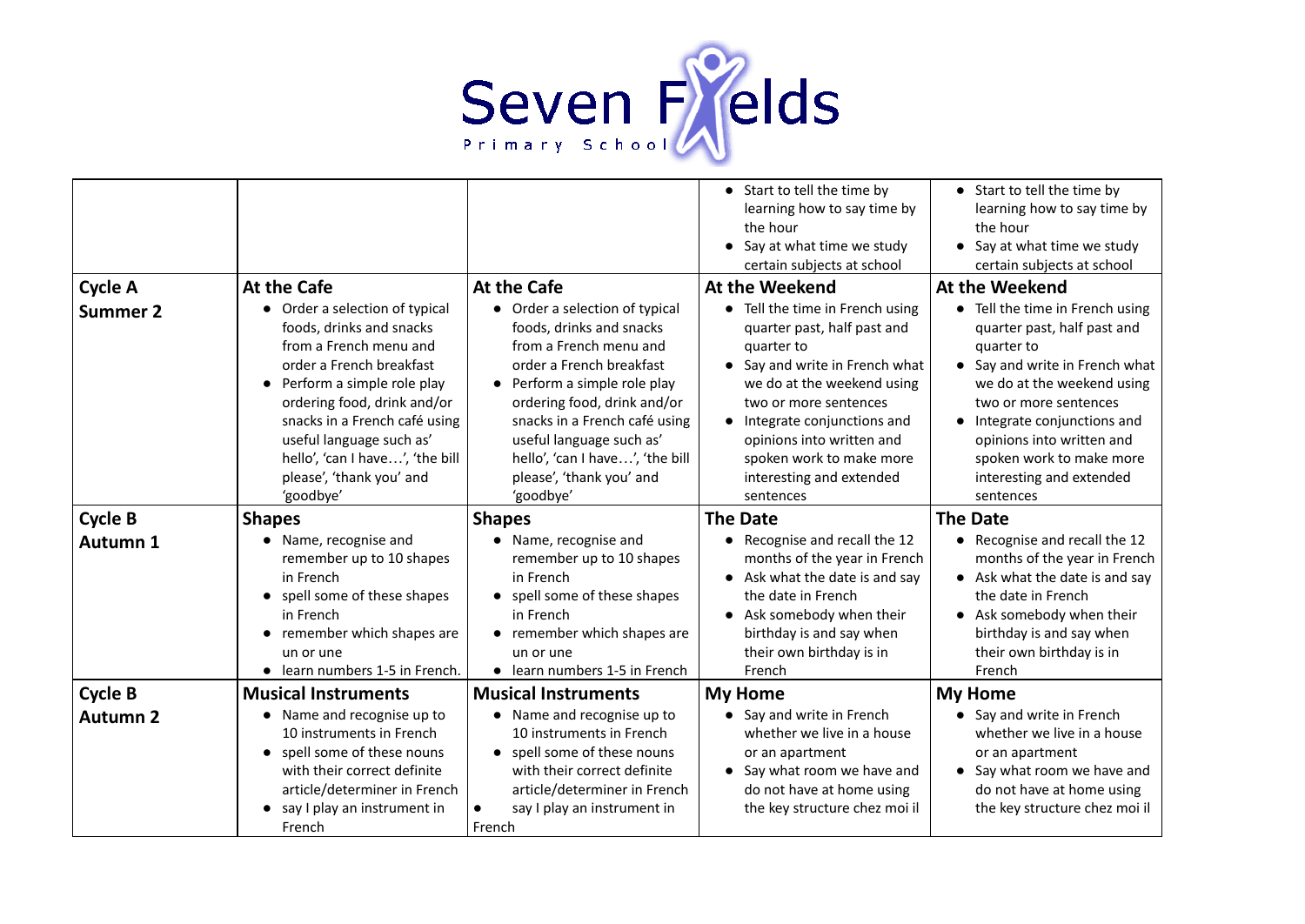| | | | | |
|---|---|---|---|---|
| | | | • Start to tell the time by learning how to say time by the hour<br>• Say at what time we study certain subjects at school | • Start to tell the time by learning how to say time by the hour<br>• Say at what time we study certain subjects at school |
| **Cycle A Summer 2** | **At the Cafe**<br>• Order a selection of typical foods, drinks and snacks from a French menu and order a French breakfast<br>• Perform a simple role play ordering food, drink and/or snacks in a French café using useful language such as' hello', 'can I have…', 'the bill please', 'thank you' and 'goodbye' | **At the Cafe**<br>• Order a selection of typical foods, drinks and snacks from a French menu and order a French breakfast<br>• Perform a simple role play ordering food, drink and/or snacks in a French café using useful language such as' hello', 'can I have…', 'the bill please', 'thank you' and 'goodbye' | **At the Weekend**<br>• Tell the time in French using quarter past, half past and quarter to<br>• Say and write in French what we do at the weekend using two or more sentences<br>• Integrate conjunctions and opinions into written and spoken work to make more interesting and extended sentences | **At the Weekend**<br>• Tell the time in French using quarter past, half past and quarter to<br>• Say and write in French what we do at the weekend using two or more sentences<br>• Integrate conjunctions and opinions into written and spoken work to make more interesting and extended sentences |
| **Cycle B Autumn 1** | **Shapes**<br>• Name, recognise and remember up to 10 shapes in French<br>• spell some of these shapes in French<br>• remember which shapes are un or une<br>• learn numbers 1-5 in French. | **Shapes**<br>• Name, recognise and remember up to 10 shapes in French<br>• spell some of these shapes in French<br>• remember which shapes are un or une<br>• learn numbers 1-5 in French | **The Date**<br>• Recognise and recall the 12 months of the year in French<br>• Ask what the date is and say the date in French<br>• Ask somebody when their birthday is and say when their own birthday is in French | **The Date**<br>• Recognise and recall the 12 months of the year in French<br>• Ask what the date is and say the date in French<br>• Ask somebody when their birthday is and say when their own birthday is in French |
| **Cycle B Autumn 2** | **Musical Instruments**<br>• Name and recognise up to 10 instruments in French<br>• spell some of these nouns with their correct definite article/determiner in French<br>• say I play an instrument in French | **Musical Instruments**<br>• Name and recognise up to 10 instruments in French<br>• spell some of these nouns with their correct definite article/determiner in French<br>• say I play an instrument in French | **My Home**<br>• Say and write in French whether we live in a house or an apartment<br>• Say what room we have and do not have at home using the key structure chez moi il | **My Home**<br>• Say and write in French whether we live in a house or an apartment<br>• Say what room we have and do not have at home using the key structure chez moi il |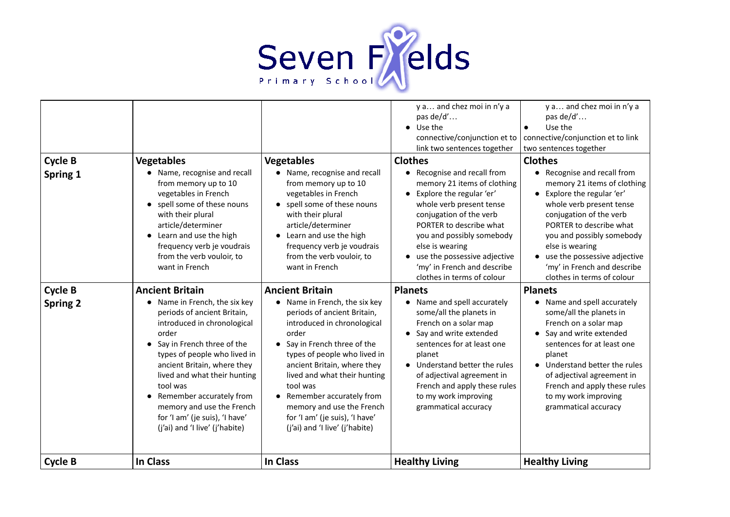| | | | | |
|---|---|---|---|---|
| | | | y a… and chez moi in n'y a pas de/d'… <br>• Use the connective/conjunction et to link two sentences together | y a… and chez moi in n'y a pas de/d'… <br>• Use the connective/conjunction et to link two sentences together |
| **Cycle B Spring 1** | **Vegetables** <br>• Name, recognise and recall from memory up to 10 vegetables in French <br>• spell some of these nouns with their plural article/determiner <br>• Learn and use the high frequency verb je voudrais from the verb vouloir, to want in French | **Vegetables** <br>• Name, recognise and recall from memory up to 10 vegetables in French <br>• spell some of these nouns with their plural article/determiner <br>• Learn and use the high frequency verb je voudrais from the verb vouloir, to want in French | **Clothes** <br>• Recognise and recall from memory 21 items of clothing <br>• Explore the regular 'er' whole verb present tense conjugation of the verb PORTER to describe what you and possibly somebody else is wearing <br>• use the possessive adjective 'my' in French and describe clothes in terms of colour | **Clothes** <br>• Recognise and recall from memory 21 items of clothing <br>• Explore the regular 'er' whole verb present tense conjugation of the verb PORTER to describe what you and possibly somebody else is wearing <br>• use the possessive adjective 'my' in French and describe clothes in terms of colour |
| **Cycle B Spring 2** | **Ancient Britain** <br>• Name in French, the six key periods of ancient Britain, introduced in chronological order <br>• Say in French three of the types of people who lived in ancient Britain, where they lived and what their hunting tool was <br>• Remember accurately from memory and use the French for 'I am' (je suis), 'I have' (j'ai) and 'I live' (j'habite) | **Ancient Britain** <br>• Name in French, the six key periods of ancient Britain, introduced in chronological order <br>• Say in French three of the types of people who lived in ancient Britain, where they lived and what their hunting tool was <br>• Remember accurately from memory and use the French for 'I am' (je suis), 'I have' (j'ai) and 'I live' (j'habite) | **Planets** <br>• Name and spell accurately some/all the planets in French on a solar map <br>• Say and write extended sentences for at least one planet <br>• Understand better the rules of adjectival agreement in French and apply these rules to my work improving grammatical accuracy | **Planets** <br>• Name and spell accurately some/all the planets in French on a solar map <br>• Say and write extended sentences for at least one planet <br>• Understand better the rules of adjectival agreement in French and apply these rules to my work improving grammatical accuracy |
| **Cycle B** | **In Class** | **In Class** | **Healthy Living** | **Healthy Living** |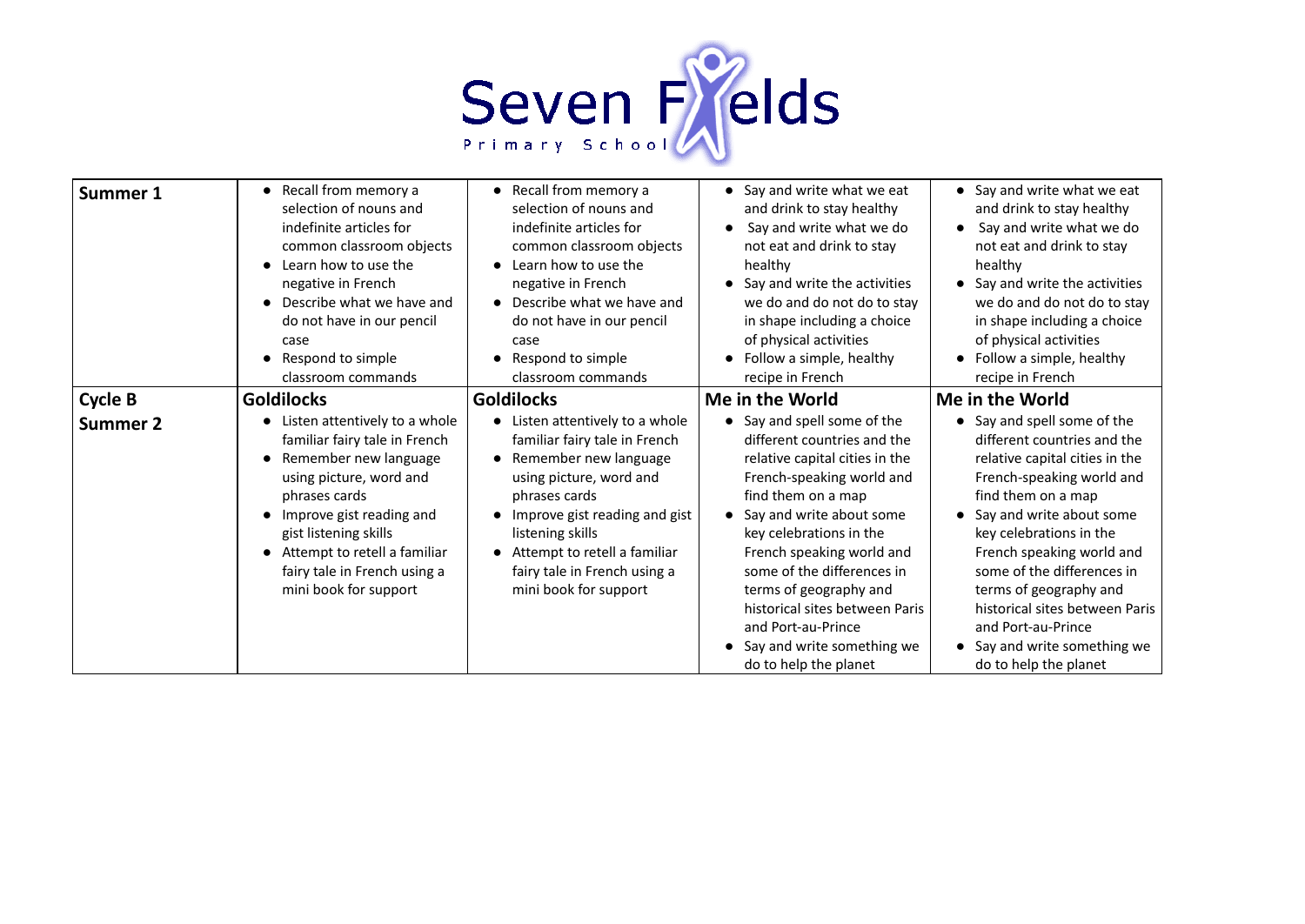# Seven Fields

Primary School

| | | | | |
|---|---|---|---|---|
| **Summer 1** | • Recall from memory a selection of nouns and indefinite articles for common classroom objects<br>• Learn how to use the negative in French<br>• Describe what we have and do not have in our pencil case<br>• Respond to simple classroom commands | • Recall from memory a selection of nouns and indefinite articles for common classroom objects<br>• Learn how to use the negative in French<br>• Describe what we have and do not have in our pencil case<br>• Respond to simple classroom commands | • Say and write what we eat and drink to stay healthy<br>• Say and write what we do not eat and drink to stay healthy<br>• Say and write the activities we do and do not do to stay in shape including a choice of physical activities<br>• Follow a simple, healthy recipe in French | • Say and write what we eat and drink to stay healthy<br>• Say and write what we do not eat and drink to stay healthy<br>• Say and write the activities we do and do not do to stay in shape including a choice of physical activities<br>• Follow a simple, healthy recipe in French |
| **Cycle B**<br>**Summer 2** | **Goldilocks**<br>• Listen attentively to a whole familiar fairy tale in French<br>• Remember new language using picture, word and phrases cards<br>• Improve gist reading and gist listening skills<br>• Attempt to retell a familiar fairy tale in French using a mini book for support | **Goldilocks**<br>• Listen attentively to a whole familiar fairy tale in French<br>• Remember new language using picture, word and phrases cards<br>• Improve gist reading and gist listening skills<br>• Attempt to retell a familiar fairy tale in French using a mini book for support | **Me in the World**<br>• Say and spell some of the different countries and the relative capital cities in the French-speaking world and find them on a map<br>• Say and write about some key celebrations in the French speaking world and some of the differences in terms of geography and historical sites between Paris and Port-au-Prince<br>• Say and write something we do to help the planet | **Me in the World**<br>• Say and spell some of the different countries and the relative capital cities in the French-speaking world and find them on a map<br>• Say and write about some key celebrations in the French speaking world and some of the differences in terms of geography and historical sites between Paris and Port-au-Prince<br>• Say and write something we do to help the planet |